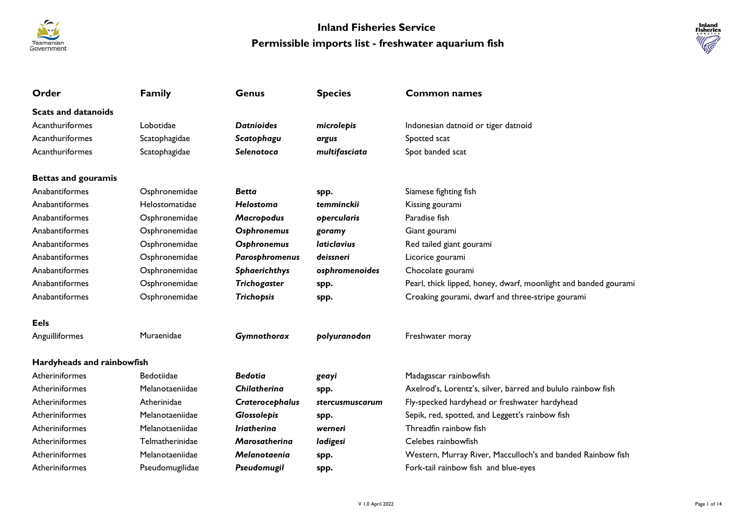# Inland Fisheries Service

## Permissible imports list - freshwater aquarium fish

| Order | Family | Genus | Species | Common names |
|---|---|---|---|---|
| **Scats and datanoids** | | | | |
| Acanthuriformes | Lobotidae | ***Datnioides*** | ***microlepis*** | Indonesian datnoid or tiger datnoid |
| Acanthuriformes | Scatophagidae | ***Scatophagu*** | ***argus*** | Spotted scat |
| Acanthuriformes | Scatophagidae | ***Selenotoca*** | ***multifasciata*** | Spot banded scat |
| **Bettas and gouramis** | | | | |
| Anabantiformes | Osphronemidae | ***Betta*** | **spp.** | Siamese fighting fish |
| Anabantiformes | Helostomatidae | ***Helostoma*** | ***temminckii*** | Kissing gourami |
| Anabantiformes | Osphronemidae | ***Macropodus*** | ***opercularis*** | Paradise fish |
| Anabantiformes | Osphronemidae | ***Osphronemus*** | ***goramy*** | Giant gourami |
| Anabantiformes | Osphronemidae | ***Osphronemus*** | ***laticlavius*** | Red tailed giant gourami |
| Anabantiformes | Osphronemidae | ***Parosphromenus*** | ***deissneri*** | Licorice gourami |
| Anabantiformes | Osphronemidae | ***Sphaerichthys*** | ***osphromenoides*** | Chocolate gourami |
| Anabantiformes | Osphronemidae | ***Trichogaster*** | **spp.** | Pearl, thick lipped, honey, dwarf, moonlight and banded gourami |
| Anabantiformes | Osphronemidae | ***Trichopsis*** | **spp.** | Croaking gourami, dwarf and three-stripe gourami |
| **Eels** | | | | |
| Anguilliformes | Muraenidae | ***Gymnothorax*** | ***polyuranodon*** | Freshwater moray |
| **Hardyheads and rainbowfish** | | | | |
| Atheriniformes | Bedotiidae | ***Bedotia*** | ***geayi*** | Madagascar rainbowfish |
| Atheriniformes | Melanotaeniidae | ***Chilatherina*** | **spp.** | Axelrod's, Lorentz's, silver, barred and bululo rainbow fish |
| Atheriniformes | Atherinidae | ***Craterocephalus*** | ***stercusmuscarum*** | Fly-specked hardyhead or freshwater hardyhead |
| Atheriniformes | Melanotaeniidae | ***Glossolepis*** | **spp.** | Sepik, red, spotted, and Leggett's rainbow fish |
| Atheriniformes | Melanotaeniidae | ***Iriatherina*** | ***werneri*** | Threadfin rainbow fish |
| Atheriniformes | Telmatherinidae | ***Marosatherina*** | ***ladigesi*** | Celebes rainbowfish |
| Atheriniformes | Melanotaeniidae | ***Melanotaenia*** | **spp.** | Western, Murray River, Macculloch's and banded Rainbow fish |
| Atheriniformes | Pseudomugilidae | ***Pseudomugil*** | **spp.** | Fork-tail rainbow fish and blue-eyes |

V 1.0 April 2022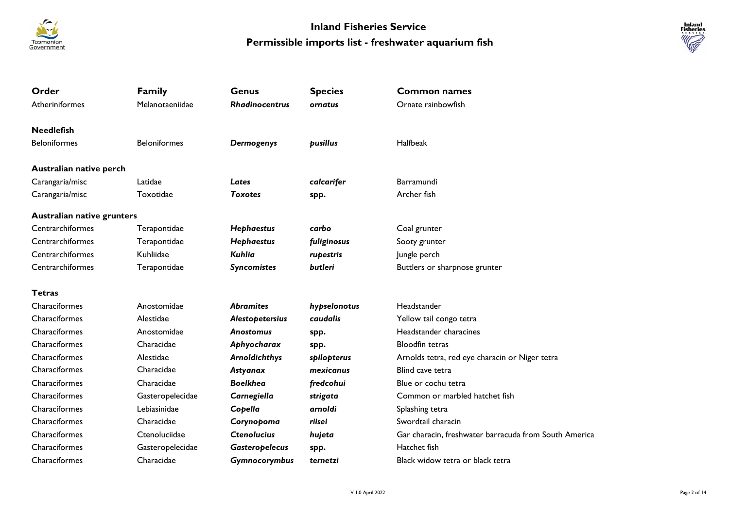# Inland Fisheries Service

## Permissible imports list - freshwater aquarium fish

| Order | Family | Genus | Species | Common names |
|---|---|---|---|---|
| Atheriniformes | Melanotaeniidae | ***Rhadinocentrus*** | ***ornatus*** | Ornate rainbowfish |
| **Needlefish** | | | | |
| Beloniformes | Beloniformes | ***Dermogenys*** | ***pusillus*** | Halfbeak |
| **Australian native perch** | | | | |
| Carangaria/misc | Latidae | ***Lates*** | ***calcarifer*** | Barramundi |
| Carangaria/misc | Toxotidae | ***Toxotes*** | **spp.** | Archer fish |
| **Australian native grunters** | | | | |
| Centrarchiformes | Terapontidae | ***Hephaestus*** | ***carbo*** | Coal grunter |
| Centrarchiformes | Terapontidae | ***Hephaestus*** | ***fuliginosus*** | Sooty grunter |
| Centrarchiformes | Kuhliidae | ***Kuhlia*** | ***rupestris*** | Jungle perch |
| Centrarchiformes | Terapontidae | ***Syncomistes*** | ***butleri*** | Buttlers or sharpnose grunter |
| **Tetras** | | | | |
| Characiformes | Anostomidae | ***Abramites*** | ***hypselonotus*** | Headstander |
| Characiformes | Alestidae | ***Alestopetersius*** | ***caudalis*** | Yellow tail congo tetra |
| Characiformes | Anostomidae | ***Anostomus*** | **spp.** | Headstander characines |
| Characiformes | Characidae | ***Aphyocharax*** | **spp.** | Bloodfin tetras |
| Characiformes | Alestidae | ***Arnoldichthys*** | ***spilopterus*** | Arnolds tetra, red eye characin or Niger tetra |
| Characiformes | Characidae | ***Astyanax*** | ***mexicanus*** | Blind cave tetra |
| Characiformes | Characidae | ***Boelkhea*** | ***fredcohui*** | Blue or cochu tetra |
| Characiformes | Gasteropelecidae | ***Carnegiella*** | ***strigata*** | Common or marbled hatchet fish |
| Characiformes | Lebiasinidae | ***Copella*** | ***arnoldi*** | Splashing tetra |
| Characiformes | Characidae | ***Corynopoma*** | ***riisei*** | Swordtail characin |
| Characiformes | Ctenoluciidae | ***Ctenolucius*** | ***hujeta*** | Gar characin, freshwater barracuda from South America |
| Characiformes | Gasteropelecidae | ***Gasteropelecus*** | **spp.** | Hatchet fish |
| Characiformes | Characidae | ***Gymnocorymbus*** | ***ternetzi*** | Black widow tetra or black tetra |

V 1.0 April 2022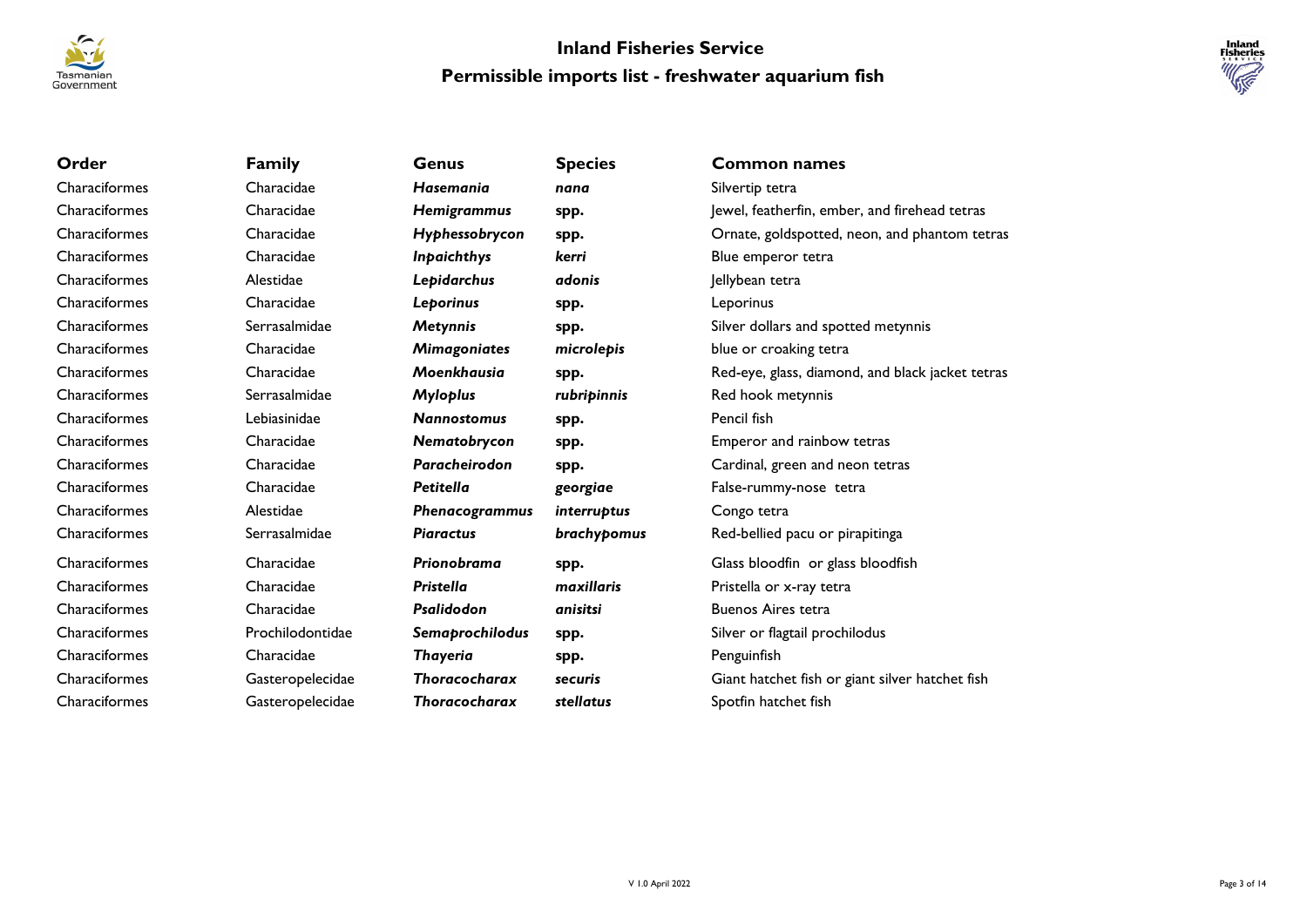# Inland Fisheries Service

## Permissible imports list - freshwater aquarium fish

| **Order** | **Family** | **Genus** | **Species** | **Common names** |
| --- | --- | --- | --- | --- |
| Characiformes | Characidae | ***Hasemania*** | ***nana*** | Silvertip tetra |
| Characiformes | Characidae | ***Hemigrammus*** | **spp.** | Jewel, featherfin, ember, and firehead tetras |
| Characiformes | Characidae | ***Hyphessobrycon*** | **spp.** | Ornate, goldspotted, neon, and phantom tetras |
| Characiformes | Characidae | ***Inpaichthys*** | ***kerri*** | Blue emperor tetra |
| Characiformes | Alestidae | ***Lepidarchus*** | ***adonis*** | Jellybean tetra |
| Characiformes | Characidae | ***Leporinus*** | **spp.** | Leporinus |
| Characiformes | Serrasalmidae | ***Metynnis*** | **spp.** | Silver dollars and spotted metynnis |
| Characiformes | Characidae | ***Mimagoniates*** | ***microlepis*** | blue or croaking tetra |
| Characiformes | Characidae | ***Moenkhausia*** | **spp.** | Red-eye, glass, diamond, and black jacket tetras |
| Characiformes | Serrasalmidae | ***Myloplus*** | ***rubripinnis*** | Red hook metynnis |
| Characiformes | Lebiasinidae | ***Nannostomus*** | **spp.** | Pencil fish |
| Characiformes | Characidae | ***Nematobrycon*** | **spp.** | Emperor and rainbow tetras |
| Characiformes | Characidae | ***Paracheirodon*** | **spp.** | Cardinal, green and neon tetras |
| Characiformes | Characidae | ***Petitella*** | ***georgiae*** | False-rummy-nose tetra |
| Characiformes | Alestidae | ***Phenacogrammus*** | ***interruptus*** | Congo tetra |
| Characiformes | Serrasalmidae | ***Piaractus*** | ***brachypomus*** | Red-bellied pacu or pirapitinga |
| Characiformes | Characidae | ***Prionobrama*** | **spp.** | Glass bloodfin or glass bloodfish |
| Characiformes | Characidae | ***Pristella*** | ***maxillaris*** | Pristella or x-ray tetra |
| Characiformes | Characidae | ***Psalidodon*** | ***anisitsi*** | Buenos Aires tetra |
| Characiformes | Prochilodontidae | ***Semaprochilodus*** | **spp.** | Silver or flagtail prochilodus |
| Characiformes | Characidae | ***Thayeria*** | **spp.** | Penguinfish |
| Characiformes | Gasteropelecidae | ***Thoracocharax*** | ***securis*** | Giant hatchet fish or giant silver hatchet fish |
| Characiformes | Gasteropelecidae | ***Thoracocharax*** | ***stellatus*** | Spotfin hatchet fish |

V 1.0 April 2022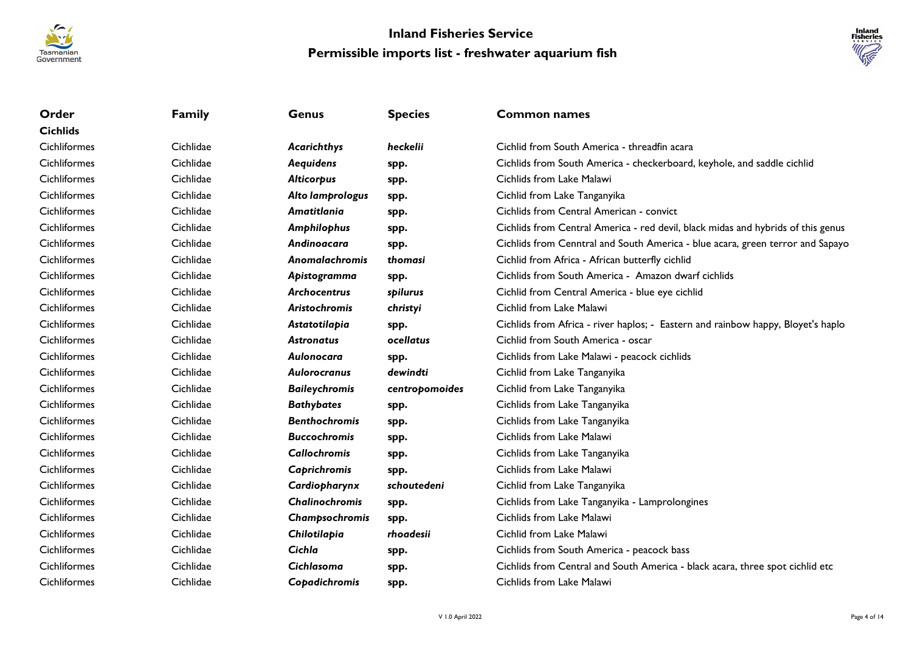# Inland Fisheries Service

## Permissible imports list - freshwater aquarium fish

| Order | Family | Genus | Species | Common names |
|---|---|---|---|---|
| **Cichlids** | | | | |
| Cichliformes | Cichlidae | ***Acarichthys*** | ***heckelii*** | Cichlid from South America - threadfin acara |
| Cichliformes | Cichlidae | ***Aequidens*** | **spp.** | Cichlids from South America - checkerboard, keyhole, and saddle cichlid |
| Cichliformes | Cichlidae | ***Alticorpus*** | **spp.** | Cichlids from Lake Malawi |
| Cichliformes | Cichlidae | ***Alto lamprologus*** | **spp.** | Cichlid from Lake Tanganyika |
| Cichliformes | Cichlidae | ***Amatitlania*** | **spp.** | Cichlids from Central American - convict |
| Cichliformes | Cichlidae | ***Amphilophus*** | **spp.** | Cichlids from Central America - red devil, black midas and hybrids of this genus |
| Cichliformes | Cichlidae | ***Andinoacara*** | **spp.** | Cichlids from Cenntral and South America - blue acara, green terror and Sapayo |
| Cichliformes | Cichlidae | ***Anomalachromis*** | ***thomasi*** | Cichlid from Africa - African butterfly cichlid |
| Cichliformes | Cichlidae | ***Apistogramma*** | **spp.** | Cichlids from South America - Amazon dwarf cichlids |
| Cichliformes | Cichlidae | ***Archocentrus*** | ***spilurus*** | Cichlid from Central America - blue eye cichlid |
| Cichliformes | Cichlidae | ***Aristochromis*** | ***christyi*** | Cichlid from Lake Malawi |
| Cichliformes | Cichlidae | ***Astatotilapia*** | **spp.** | Cichlids from Africa - river haplos; - Eastern and rainbow happy, Bloyet's haplo |
| Cichliformes | Cichlidae | ***Astronatus*** | ***ocellatus*** | Cichlid from South America - oscar |
| Cichliformes | Cichlidae | ***Aulonocara*** | **spp.** | Cichlids from Lake Malawi - peacock cichlids |
| Cichliformes | Cichlidae | ***Aulorocranus*** | ***dewindti*** | Cichlid from Lake Tanganyika |
| Cichliformes | Cichlidae | ***Baileychromis*** | ***centropomoides*** | Cichlid from Lake Tanganyika |
| Cichliformes | Cichlidae | ***Bathybates*** | **spp.** | Cichlids from Lake Tanganyika |
| Cichliformes | Cichlidae | ***Benthochromis*** | **spp.** | Cichlids from Lake Tanganyika |
| Cichliformes | Cichlidae | ***Buccochromis*** | **spp.** | Cichlids from Lake Malawi |
| Cichliformes | Cichlidae | ***Callochromis*** | **spp.** | Cichlids from Lake Tanganyika |
| Cichliformes | Cichlidae | ***Caprichromis*** | **spp.** | Cichlids from Lake Malawi |
| Cichliformes | Cichlidae | ***Cardiopharynx*** | ***schoutedeni*** | Cichlid from Lake Tanganyika |
| Cichliformes | Cichlidae | ***Chalinochromis*** | **spp.** | Cichlids from Lake Tanganyika - Lamprolongines |
| Cichliformes | Cichlidae | ***Champsochromis*** | **spp.** | Cichlids from Lake Malawi |
| Cichliformes | Cichlidae | ***Chilotilapia*** | ***rhoadesii*** | Cichlid from Lake Malawi |
| Cichliformes | Cichlidae | ***Cichla*** | **spp.** | Cichlids from South America - peacock bass |
| Cichliformes | Cichlidae | ***Cichlasoma*** | **spp.** | Cichlids from Central and South America - black acara, three spot cichlid etc |
| Cichliformes | Cichlidae | ***Copadichromis*** | **spp.** | Cichlids from Lake Malawi |

V 1.0 April 2022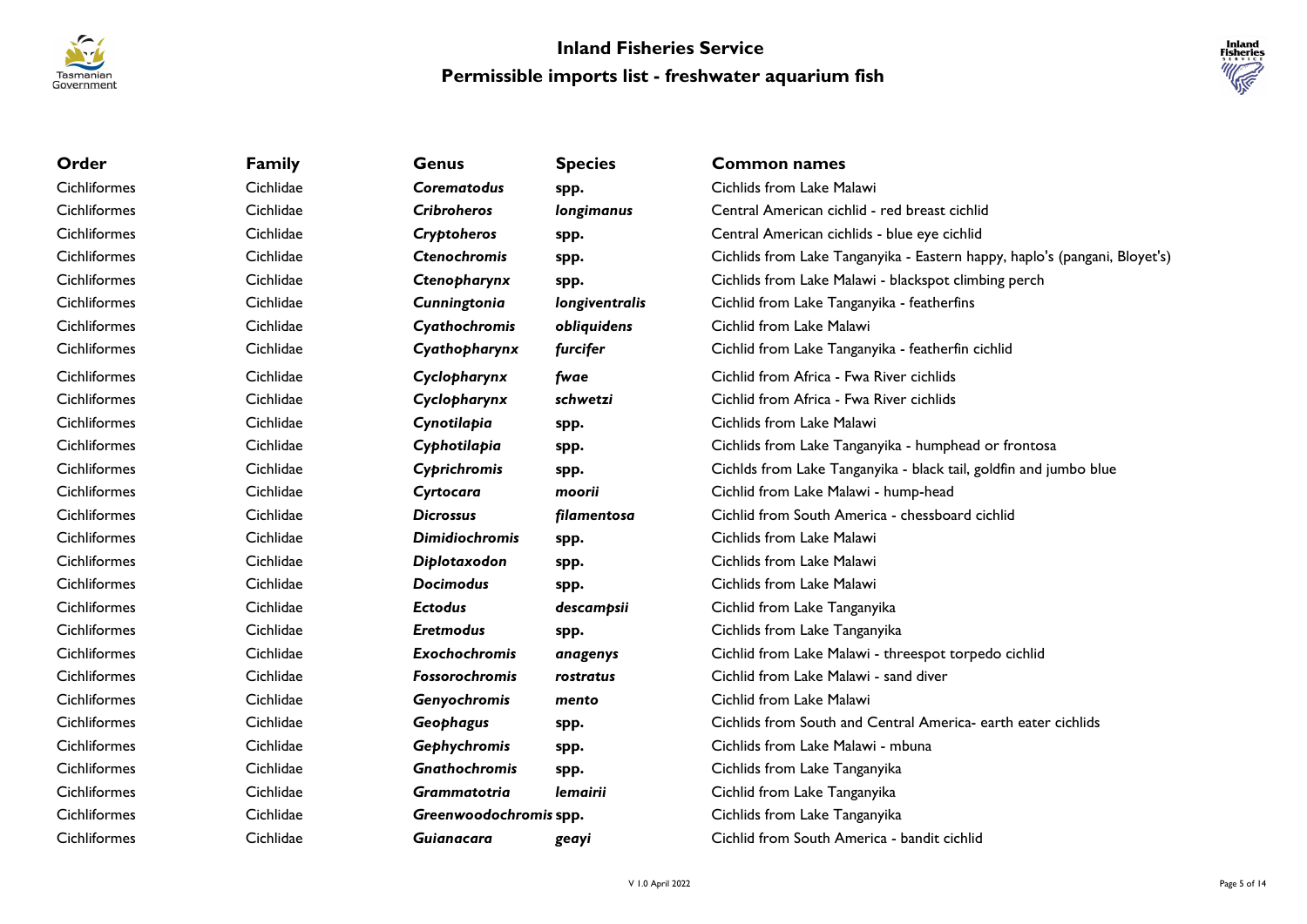# Inland Fisheries Service

## Permissible imports list - freshwater aquarium fish

| Order | Family | Genus | Species | Common names |
| --- | --- | --- | --- | --- |
| Cichliformes | Cichlidae | ***Corematodus*** | **spp.** | Cichlids from Lake Malawi |
| Cichliformes | Cichlidae | ***Cribroheros*** | ***longimanus*** | Central American cichlid - red breast cichlid |
| Cichliformes | Cichlidae | ***Cryptoheros*** | **spp.** | Central American cichlids - blue eye cichlid |
| Cichliformes | Cichlidae | ***Ctenochromis*** | **spp.** | Cichlids from Lake Tanganyika - Eastern happy, haplo's (pangani, Bloyet's) |
| Cichliformes | Cichlidae | ***Ctenopharynx*** | **spp.** | Cichlids from Lake Malawi - blackspot climbing perch |
| Cichliformes | Cichlidae | ***Cunningtonia*** | ***longiventralis*** | Cichlid from Lake Tanganyika - featherfins |
| Cichliformes | Cichlidae | ***Cyathochromis*** | ***obliquidens*** | Cichlid from Lake Malawi |
| Cichliformes | Cichlidae | ***Cyathopharynx*** | ***furcifer*** | Cichlid from Lake Tanganyika - featherfin cichlid |
| Cichliformes | Cichlidae | ***Cyclopharynx*** | ***fwae*** | Cichlid from Africa - Fwa River cichlids |
| Cichliformes | Cichlidae | ***Cyclopharynx*** | ***schwetzi*** | Cichlid from Africa - Fwa River cichlids |
| Cichliformes | Cichlidae | ***Cynotilapia*** | **spp.** | Cichlids from Lake Malawi |
| Cichliformes | Cichlidae | ***Cyphotilapia*** | **spp.** | Cichlids from Lake Tanganyika - humphead or frontosa |
| Cichliformes | Cichlidae | ***Cyprichromis*** | **spp.** | Cichlds from Lake Tanganyika - black tail, goldfin and jumbo blue |
| Cichliformes | Cichlidae | ***Cyrtocara*** | ***moorii*** | Cichlid from Lake Malawi - hump-head |
| Cichliformes | Cichlidae | ***Dicrossus*** | ***filamentosa*** | Cichlid from South America - chessboard cichlid |
| Cichliformes | Cichlidae | ***Dimidiochromis*** | **spp.** | Cichlids from Lake Malawi |
| Cichliformes | Cichlidae | ***Diplotaxodon*** | **spp.** | Cichlids from Lake Malawi |
| Cichliformes | Cichlidae | ***Docimodus*** | **spp.** | Cichlids from Lake Malawi |
| Cichliformes | Cichlidae | ***Ectodus*** | ***descampsii*** | Cichlid from Lake Tanganyika |
| Cichliformes | Cichlidae | ***Eretmodus*** | **spp.** | Cichlids from Lake Tanganyika |
| Cichliformes | Cichlidae | ***Exochochromis*** | ***anagenys*** | Cichlid from Lake Malawi - threespot torpedo cichlid |
| Cichliformes | Cichlidae | ***Fossorochromis*** | ***rostratus*** | Cichlid from Lake Malawi - sand diver |
| Cichliformes | Cichlidae | ***Genyochromis*** | ***mento*** | Cichlid from Lake Malawi |
| Cichliformes | Cichlidae | ***Geophagus*** | **spp.** | Cichlids from South and Central America- earth eater cichlids |
| Cichliformes | Cichlidae | ***Gephychromis*** | **spp.** | Cichlids from Lake Malawi - mbuna |
| Cichliformes | Cichlidae | ***Gnathochromis*** | **spp.** | Cichlids from Lake Tanganyika |
| Cichliformes | Cichlidae | ***Grammatotria*** | ***lemairii*** | Cichlid from Lake Tanganyika |
| Cichliformes | Cichlidae | ***Greenwoodochromis*** | **spp.** | Cichlids from Lake Tanganyika |
| Cichliformes | Cichlidae | ***Guianacara*** | ***geayi*** | Cichlid from South America - bandit cichlid |

V 1.0 April 2022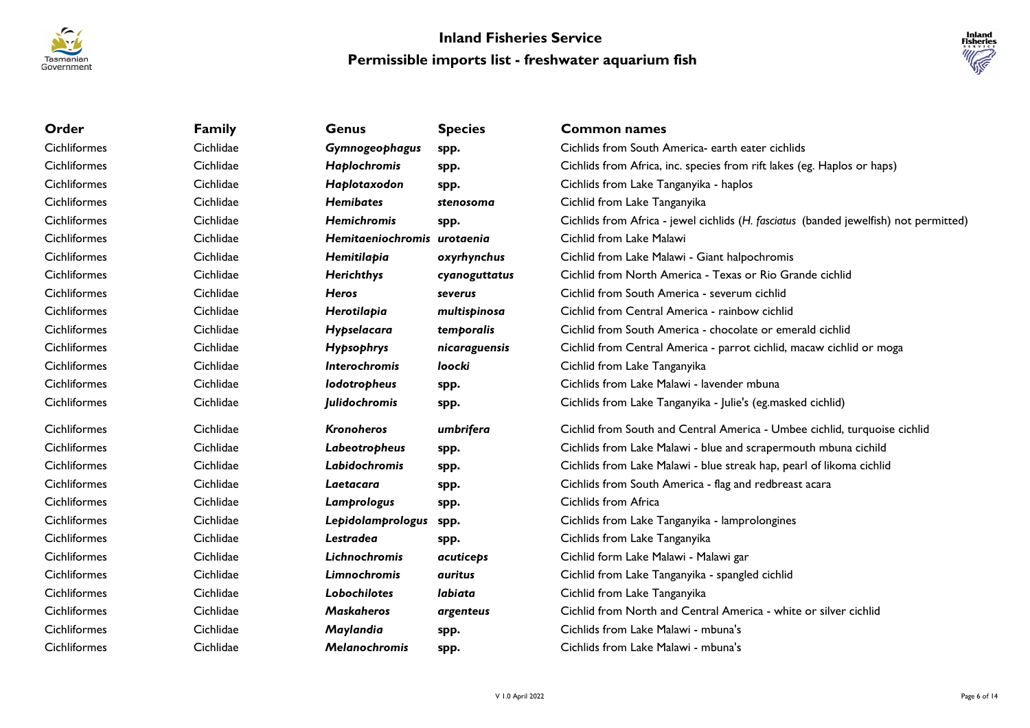# Inland Fisheries Service

## Permissible imports list - freshwater aquarium fish

| Order | Family | Genus | Species | Common names |
| --- | --- | --- | --- | --- |
| Cichliformes | Cichlidae | ***Gymnogeophagus*** | **spp.** | Cichlids from South America- earth eater cichlids |
| Cichliformes | Cichlidae | ***Haplochromis*** | **spp.** | Cichlids from Africa, inc. species from rift lakes (eg. Haplos or haps) |
| Cichliformes | Cichlidae | ***Haplotaxodon*** | **spp.** | Cichlids from Lake Tanganyika - haplos |
| Cichliformes | Cichlidae | ***Hemibates*** | ***stenosoma*** | Cichlid from Lake Tanganyika |
| Cichliformes | Cichlidae | ***Hemichromis*** | **spp.** | Cichlids from Africa - jewel cichlids (*H. fasciatus* (banded jewelfish) not permitted) |
| Cichliformes | Cichlidae | ***Hemitaeniochromis*** | ***urotaenia*** | Cichlid from Lake Malawi |
| Cichliformes | Cichlidae | ***Hemitilapia*** | ***oxyrhynchus*** | Cichlid from Lake Malawi - Giant halpochromis |
| Cichliformes | Cichlidae | ***Herichthys*** | ***cyanoguttatus*** | Cichlid from North America - Texas or Rio Grande cichlid |
| Cichliformes | Cichlidae | ***Heros*** | ***severus*** | Cichlid from South America - severum cichlid |
| Cichliformes | Cichlidae | ***Herotilapia*** | ***multispinosa*** | Cichlid from Central America - rainbow cichlid |
| Cichliformes | Cichlidae | ***Hypselacara*** | ***temporalis*** | Cichlid from South America - chocolate or emerald cichlid |
| Cichliformes | Cichlidae | ***Hypsophrys*** | ***nicaraguensis*** | Cichlid from Central America - parrot cichlid, macaw cichlid or moga |
| Cichliformes | Cichlidae | ***Interochromis*** | ***loocki*** | Cichlid from Lake Tanganyika |
| Cichliformes | Cichlidae | ***Iodotropheus*** | **spp.** | Cichlids from Lake Malawi - lavender mbuna |
| Cichliformes | Cichlidae | ***Julidochromis*** | **spp.** | Cichlids from Lake Tanganyika - Julie's (eg.masked cichlid) |
| Cichliformes | Cichlidae | ***Kronoheros*** | ***umbrifera*** | Cichlid from South and Central America - Umbee cichlid, turquoise cichlid |
| Cichliformes | Cichlidae | ***Labeotropheus*** | **spp.** | Cichlids from Lake Malawi - blue and scrapermouth mbuna cichild |
| Cichliformes | Cichlidae | ***Labidochromis*** | **spp.** | Cichlids from Lake Malawi - blue streak hap, pearl of likoma cichlid |
| Cichliformes | Cichlidae | ***Laetacara*** | **spp.** | Cichlids from South America - flag and redbreast acara |
| Cichliformes | Cichlidae | ***Lamprologus*** | **spp.** | Cichlids from Africa |
| Cichliformes | Cichlidae | ***Lepidolamprologus*** | **spp.** | Cichlids from Lake Tanganyika - lamprolongines |
| Cichliformes | Cichlidae | ***Lestradea*** | **spp.** | Cichlids from Lake Tanganyika |
| Cichliformes | Cichlidae | ***Lichnochromis*** | ***acuticeps*** | Cichlid form Lake Malawi - Malawi gar |
| Cichliformes | Cichlidae | ***Limnochromis*** | ***auritus*** | Cichlid from Lake Tanganyika - spangled cichlid |
| Cichliformes | Cichlidae | ***Lobochilotes*** | ***labiata*** | Cichlid from Lake Tanganyika |
| Cichliformes | Cichlidae | ***Maskaheros*** | ***argenteus*** | Cichlid from North and Central America - white or silver cichlid |
| Cichliformes | Cichlidae | ***Maylandia*** | **spp.** | Cichlids from Lake Malawi - mbuna's |
| Cichliformes | Cichlidae | ***Melanochromis*** | **spp.** | Cichlids from Lake Malawi - mbuna's |

V 1.0 April 2022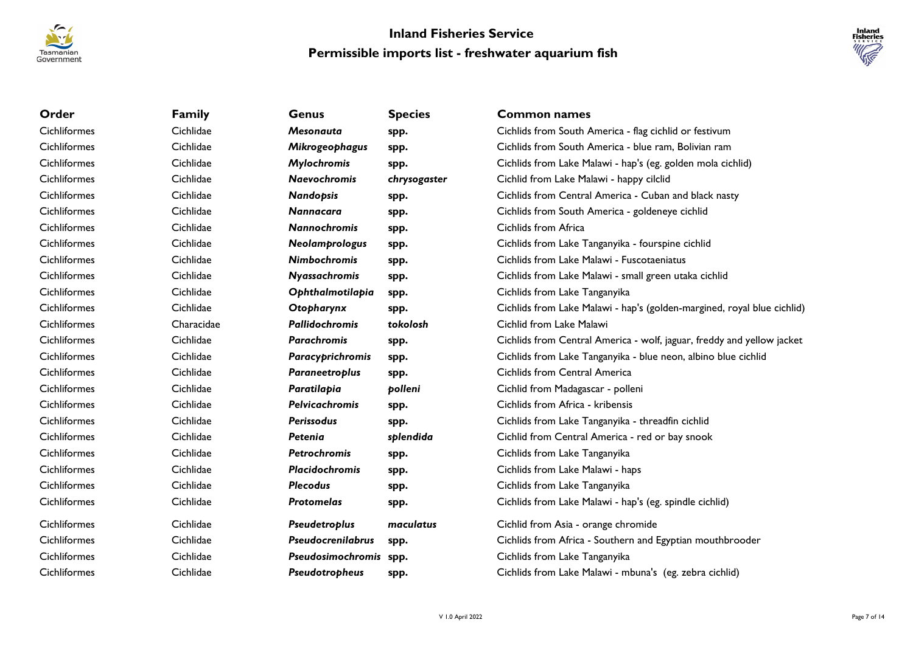# Inland Fisheries Service

## Permissible imports list - freshwater aquarium fish

| Order | Family | Genus | Species | Common names |
|---|---|---|---|---|
| Cichliformes | Cichlidae | ***Mesonauta*** | **spp.** | Cichlids from South America - flag cichlid or festivum |
| Cichliformes | Cichlidae | ***Mikrogeophagus*** | **spp.** | Cichlids from South America - blue ram, Bolivian ram |
| Cichliformes | Cichlidae | ***Mylochromis*** | **spp.** | Cichlids from Lake Malawi - hap's (eg. golden mola cichlid) |
| Cichliformes | Cichlidae | ***Naevochromis*** | ***chrysogaster*** | Cichlid from Lake Malawi - happy cilclid |
| Cichliformes | Cichlidae | ***Nandopsis*** | **spp.** | Cichlids from Central America - Cuban and black nasty |
| Cichliformes | Cichlidae | ***Nannacara*** | **spp.** | Cichlids from South America - goldeneye cichlid |
| Cichliformes | Cichlidae | ***Nannochromis*** | **spp.** | Cichlids from Africa |
| Cichliformes | Cichlidae | ***Neolamprologus*** | **spp.** | Cichlids from Lake Tanganyika - fourspine cichlid |
| Cichliformes | Cichlidae | ***Nimbochromis*** | **spp.** | Cichlids from Lake Malawi - Fuscotaeniatus |
| Cichliformes | Cichlidae | ***Nyassachromis*** | **spp.** | Cichlids from Lake Malawi - small green utaka cichlid |
| Cichliformes | Cichlidae | ***Ophthalmotilapia*** | **spp.** | Cichlids from Lake Tanganyika |
| Cichliformes | Cichlidae | ***Otopharynx*** | **spp.** | Cichlids from Lake Malawi - hap's (golden-margined, royal blue cichlid) |
| Cichliformes | Characidae | ***Pallidochromis*** | ***tokolosh*** | Cichlid from Lake Malawi |
| Cichliformes | Cichlidae | ***Parachromis*** | **spp.** | Cichlids from Central America - wolf, jaguar, freddy and yellow jacket |
| Cichliformes | Cichlidae | ***Paracyprichromis*** | **spp.** | Cichlids from Lake Tanganyika - blue neon, albino blue cichlid |
| Cichliformes | Cichlidae | ***Paraneetroplus*** | **spp.** | Cichlids from Central America |
| Cichliformes | Cichlidae | ***Paratilapia*** | ***polleni*** | Cichlid from Madagascar - polleni |
| Cichliformes | Cichlidae | ***Pelvicachromis*** | **spp.** | Cichlids from Africa - kribensis |
| Cichliformes | Cichlidae | ***Perissodus*** | **spp.** | Cichlids from Lake Tanganyika - threadfin cichlid |
| Cichliformes | Cichlidae | ***Petenia*** | ***splendida*** | Cichlid from Central America - red or bay snook |
| Cichliformes | Cichlidae | ***Petrochromis*** | **spp.** | Cichlids from Lake Tanganyika |
| Cichliformes | Cichlidae | ***Placidochromis*** | **spp.** | Cichlids from Lake Malawi - haps |
| Cichliformes | Cichlidae | ***Plecodus*** | **spp.** | Cichlids from Lake Tanganyika |
| Cichliformes | Cichlidae | ***Protomelas*** | **spp.** | Cichlids from Lake Malawi - hap's (eg. spindle cichlid) |
| Cichliformes | Cichlidae | ***Pseudetroplus*** | ***maculatus*** | Cichlid from Asia - orange chromide |
| Cichliformes | Cichlidae | ***Pseudocrenilabrus*** | **spp.** | Cichlids from Africa - Southern and Egyptian mouthbrooder |
| Cichliformes | Cichlidae | ***Pseudosimochromis*** | **spp.** | Cichlids from Lake Tanganyika |
| Cichliformes | Cichlidae | ***Pseudotropheus*** | **spp.** | Cichlids from Lake Malawi - mbuna's (eg. zebra cichlid) |

V 1.0 April 2022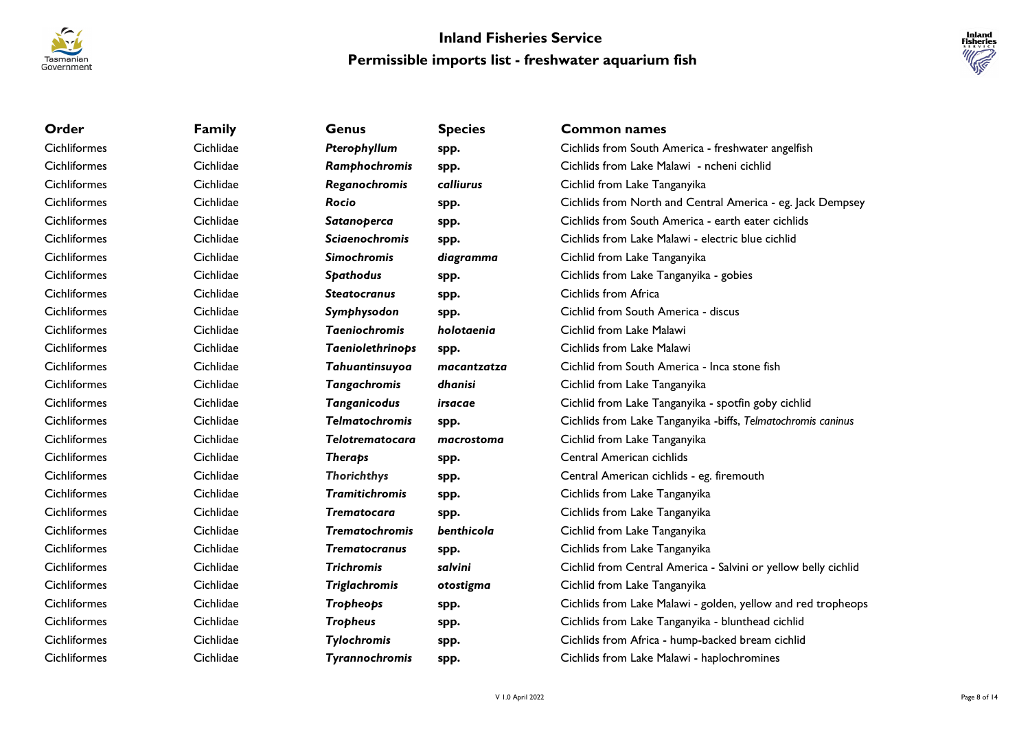| Order | Family | Genus | Species | Common names |
|---|---|---|---|---|
| Cichliformes | Cichlidae | ***Pterophyllum*** | **spp.** | Cichlids from South America - freshwater angelfish |
| Cichliformes | Cichlidae | ***Ramphochromis*** | **spp.** | Cichlids from Lake Malawi - ncheni cichlid |
| Cichliformes | Cichlidae | ***Reganochromis*** | ***calliurus*** | Cichlid from Lake Tanganyika |
| Cichliformes | Cichlidae | ***Rocio*** | **spp.** | Cichlids from North and Central America - eg. Jack Dempsey |
| Cichliformes | Cichlidae | ***Satanoperca*** | **spp.** | Cichlids from South America - earth eater cichlids |
| Cichliformes | Cichlidae | ***Sciaenochromis*** | **spp.** | Cichlids from Lake Malawi - electric blue cichlid |
| Cichliformes | Cichlidae | ***Simochromis*** | ***diagramma*** | Cichlid from Lake Tanganyika |
| Cichliformes | Cichlidae | ***Spathodus*** | **spp.** | Cichlids from Lake Tanganyika - gobies |
| Cichliformes | Cichlidae | ***Steatocranus*** | **spp.** | Cichlids from Africa |
| Cichliformes | Cichlidae | ***Symphysodon*** | **spp.** | Cichlid from South America - discus |
| Cichliformes | Cichlidae | ***Taeniochromis*** | ***holotaenia*** | Cichlid from Lake Malawi |
| Cichliformes | Cichlidae | ***Taeniolethrinops*** | **spp.** | Cichlids from Lake Malawi |
| Cichliformes | Cichlidae | ***Tahuantinsuyoa*** | ***macantzatza*** | Cichlid from South America - Inca stone fish |
| Cichliformes | Cichlidae | ***Tangachromis*** | ***dhanisi*** | Cichlid from Lake Tanganyika |
| Cichliformes | Cichlidae | ***Tanganicodus*** | ***irsacae*** | Cichlid from Lake Tanganyika - spotfin goby cichlid |
| Cichliformes | Cichlidae | ***Telmatochromis*** | **spp.** | Cichlids from Lake Tanganyika -biffs, *Telmatochromis caninus* |
| Cichliformes | Cichlidae | ***Telotrematocara*** | ***macrostoma*** | Cichlid from Lake Tanganyika |
| Cichliformes | Cichlidae | ***Theraps*** | **spp.** | Central American cichlids |
| Cichliformes | Cichlidae | ***Thorichthys*** | **spp.** | Central American cichlids - eg. firemouth |
| Cichliformes | Cichlidae | ***Tramitichromis*** | **spp.** | Cichlids from Lake Tanganyika |
| Cichliformes | Cichlidae | ***Trematocara*** | **spp.** | Cichlids from Lake Tanganyika |
| Cichliformes | Cichlidae | ***Trematochromis*** | ***benthicola*** | Cichlid from Lake Tanganyika |
| Cichliformes | Cichlidae | ***Trematocranus*** | **spp.** | Cichlids from Lake Tanganyika |
| Cichliformes | Cichlidae | ***Trichromis*** | ***salvini*** | Cichlid from Central America - Salvini or yellow belly cichlid |
| Cichliformes | Cichlidae | ***Triglachromis*** | ***otostigma*** | Cichlid from Lake Tanganyika |
| Cichliformes | Cichlidae | ***Tropheops*** | **spp.** | Cichlids from Lake Malawi - golden, yellow and red tropheops |
| Cichliformes | Cichlidae | ***Tropheus*** | **spp.** | Cichlids from Lake Tanganyika - blunthead cichlid |
| Cichliformes | Cichlidae | ***Tylochromis*** | **spp.** | Cichlids from Africa - hump-backed bream cichlid |
| Cichliformes | Cichlidae | ***Tyrannochromis*** | **spp.** | Cichlids from Lake Malawi - haplochromines |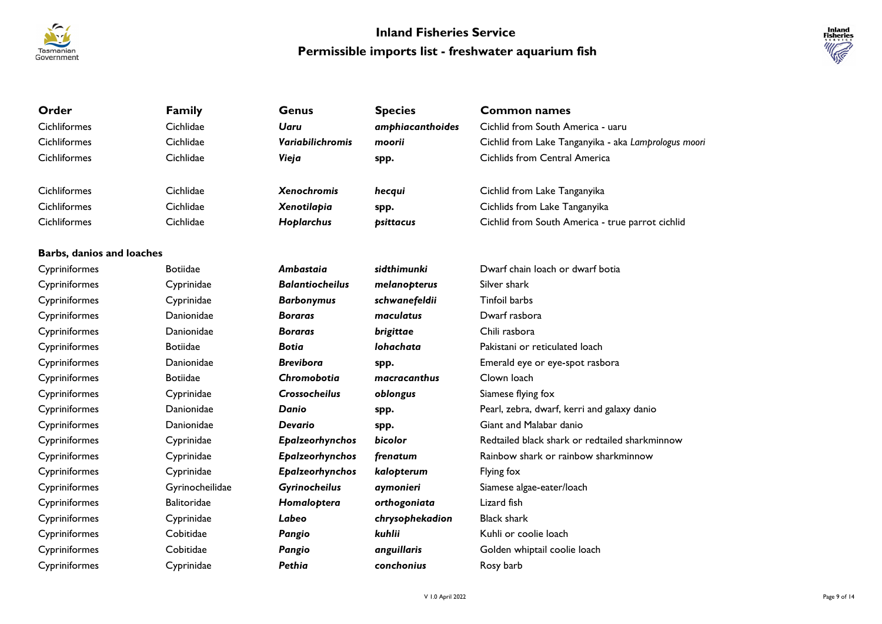| Order | Family | Genus | Species | Common names |
| --- | --- | --- | --- | --- |
| Cichliformes | Cichlidae | ***Uaru*** | ***amphiacanthoides*** | Cichlid from South America - uaru |
| Cichliformes | Cichlidae | ***Variabilichromis*** | ***moorii*** | Cichlid from Lake Tanganyika - aka *Lamprologus moori* |
| Cichliformes | Cichlidae | ***Vieja*** | **spp.** | Cichlids from Central America |
| Cichliformes | Cichlidae | ***Xenochromis*** | ***hecqui*** | Cichlid from Lake Tanganyika |
| Cichliformes | Cichlidae | ***Xenotilapia*** | **spp.** | Cichlids from Lake Tanganyika |
| Cichliformes | Cichlidae | ***Hoplarchus*** | ***psittacus*** | Cichlid from South America - true parrot cichlid |
| **Barbs, danios and loaches** | | | | |
| Cypriniformes | Botiidae | ***Ambastaia*** | ***sidthimunki*** | Dwarf chain loach or dwarf botia |
| Cypriniformes | Cyprinidae | ***Balantiocheilus*** | ***melanopterus*** | Silver shark |
| Cypriniformes | Cyprinidae | ***Barbonymus*** | ***schwanefeldii*** | Tinfoil barbs |
| Cypriniformes | Danionidae | ***Boraras*** | ***maculatus*** | Dwarf rasbora |
| Cypriniformes | Danionidae | ***Boraras*** | ***brigittae*** | Chili rasbora |
| Cypriniformes | Botiidae | ***Botia*** | ***lohachata*** | Pakistani or reticulated loach |
| Cypriniformes | Danionidae | ***Brevibora*** | **spp.** | Emerald eye or eye-spot rasbora |
| Cypriniformes | Botiidae | ***Chromobotia*** | ***macracanthus*** | Clown loach |
| Cypriniformes | Cyprinidae | ***Crossocheilus*** | ***oblongus*** | Siamese flying fox |
| Cypriniformes | Danionidae | ***Danio*** | **spp.** | Pearl, zebra, dwarf, kerri and galaxy danio |
| Cypriniformes | Danionidae | ***Devario*** | **spp.** | Giant and Malabar danio |
| Cypriniformes | Cyprinidae | ***Epalzeorhynchos*** | ***bicolor*** | Redtailed black shark or redtailed sharkminnow |
| Cypriniformes | Cyprinidae | ***Epalzeorhynchos*** | ***frenatum*** | Rainbow shark or rainbow sharkminnow |
| Cypriniformes | Cyprinidae | ***Epalzeorhynchos*** | ***kalopterum*** | Flying fox |
| Cypriniformes | Gyrinocheilidae | ***Gyrinocheilus*** | ***aymonieri*** | Siamese algae-eater/loach |
| Cypriniformes | Balitoridae | ***Homaloptera*** | ***orthogoniata*** | Lizard fish |
| Cypriniformes | Cyprinidae | ***Labeo*** | ***chrysophekadion*** | Black shark |
| Cypriniformes | Cobitidae | ***Pangio*** | ***kuhlii*** | Kuhli or coolie loach |
| Cypriniformes | Cobitidae | ***Pangio*** | ***anguillaris*** | Golden whiptail coolie loach |
| Cypriniformes | Cyprinidae | ***Pethia*** | ***conchonius*** | Rosy barb |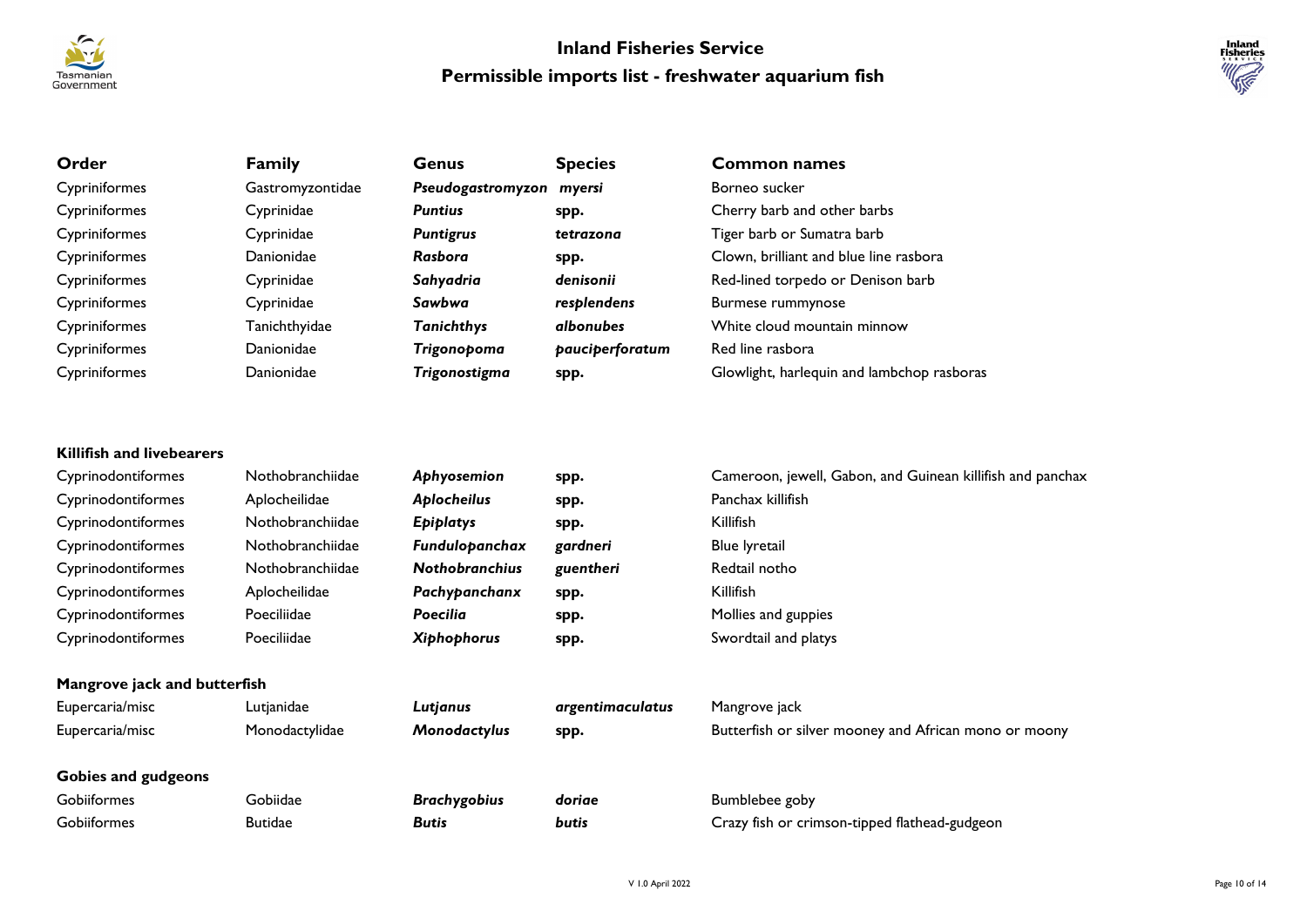# Inland Fisheries Service

## Permissible imports list - freshwater aquarium fish

| Order | Family | Genus | Species | Common names |
|---|---|---|---|---|
| Cypriniformes | Gastromyzontidae | ***Pseudogastromyzon*** | ***myersi*** | Borneo sucker |
| Cypriniformes | Cyprinidae | ***Puntius*** | **spp.** | Cherry barb and other barbs |
| Cypriniformes | Cyprinidae | ***Puntigrus*** | ***tetrazona*** | Tiger barb or Sumatra barb |
| Cypriniformes | Danionidae | ***Rasbora*** | **spp.** | Clown, brilliant and blue line rasbora |
| Cypriniformes | Cyprinidae | ***Sahyadria*** | ***denisonii*** | Red-lined torpedo or Denison barb |
| Cypriniformes | Cyprinidae | ***Sawbwa*** | ***resplendens*** | Burmese rummynose |
| Cypriniformes | Tanichthyidae | ***Tanichthys*** | ***albonubes*** | White cloud mountain minnow |
| Cypriniformes | Danionidae | ***Trigonopoma*** | ***pauciperforatum*** | Red line rasbora |
| Cypriniformes | Danionidae | ***Trigonostigma*** | **spp.** | Glowlight, harlequin and lambchop rasboras |
| **Killifish and livebearers** | | | | |
| Cyprinodontiformes | Nothobranchiidae | ***Aphyosemion*** | **spp.** | Cameroon, jewell, Gabon, and Guinean killifish and panchax |
| Cyprinodontiformes | Aplocheilidae | ***Aplocheilus*** | **spp.** | Panchax killifish |
| Cyprinodontiformes | Nothobranchiidae | ***Epiplatys*** | **spp.** | Killifish |
| Cyprinodontiformes | Nothobranchiidae | ***Fundulopanchax*** | ***gardneri*** | Blue lyretail |
| Cyprinodontiformes | Nothobranchiidae | ***Nothobranchius*** | ***guentheri*** | Redtail notho |
| Cyprinodontiformes | Aplocheilidae | ***Pachypanchanx*** | **spp.** | Killifish |
| Cyprinodontiformes | Poeciliidae | ***Poecilia*** | **spp.** | Mollies and guppies |
| Cyprinodontiformes | Poeciliidae | ***Xiphophorus*** | **spp.** | Swordtail and platys |
| **Mangrove jack and butterfish** | | | | |
| Eupercaria/misc | Lutjanidae | ***Lutjanus*** | ***argentimaculatus*** | Mangrove jack |
| Eupercaria/misc | Monodactylidae | ***Monodactylus*** | **spp.** | Butterfish or silver mooney and African mono or moony |
| **Gobies and gudgeons** | | | | |
| Gobiiformes | Gobiidae | ***Brachygobius*** | ***doriae*** | Bumblebee goby |
| Gobiiformes | Butidae | ***Butis*** | ***butis*** | Crazy fish or crimson-tipped flathead-gudgeon |

V 1.0 April 2022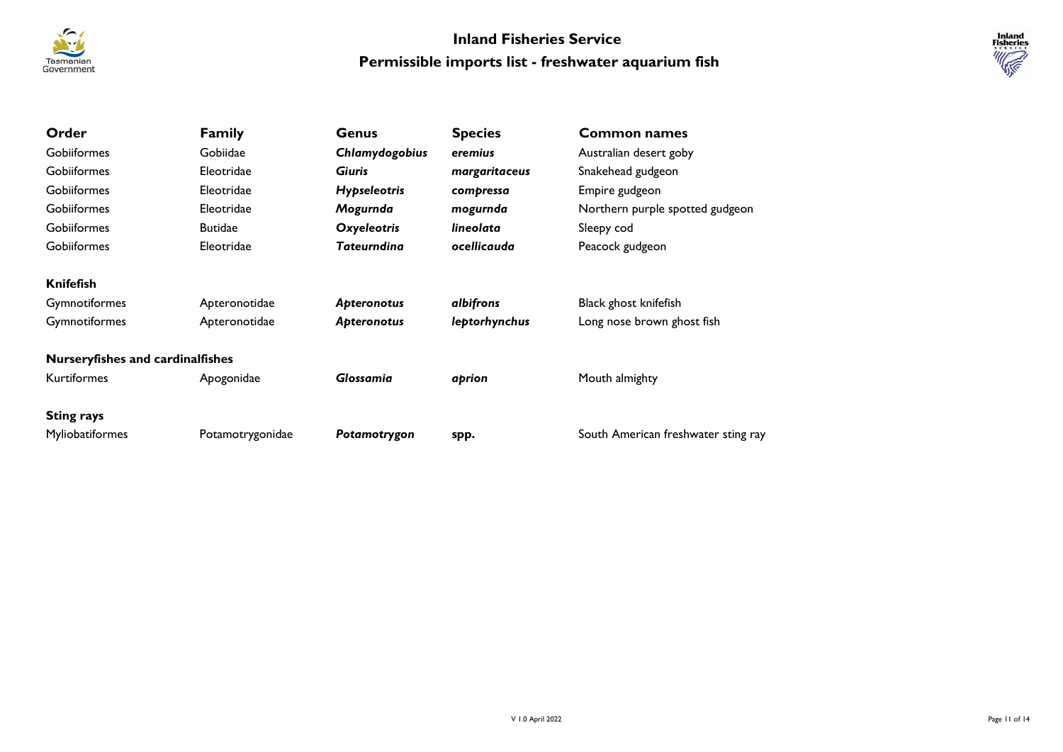# Inland Fisheries Service

## Permissible imports list - freshwater aquarium fish

| Order | Family | Genus | Species | Common names |
|---|---|---|---|---|
| Gobiiformes | Gobiidae | ***Chlamydogobius*** | ***eremius*** | Australian desert goby |
| Gobiiformes | Eleotridae | ***Giuris*** | ***margaritaceus*** | Snakehead gudgeon |
| Gobiiformes | Eleotridae | ***Hypseleotris*** | ***compressa*** | Empire gudgeon |
| Gobiiformes | Eleotridae | ***Mogurnda*** | ***mogurnda*** | Northern purple spotted gudgeon |
| Gobiiformes | Butidae | ***Oxyeleotris*** | ***lineolata*** | Sleepy cod |
| Gobiiformes | Eleotridae | ***Tateurndina*** | ***ocellicauda*** | Peacock gudgeon |
| **Knifefish** | | | | |
| Gymnotiformes | Apteronotidae | ***Apteronotus*** | ***albifrons*** | Black ghost knifefish |
| Gymnotiformes | Apteronotidae | ***Apteronotus*** | ***leptorhynchus*** | Long nose brown ghost fish |
| **Nurseryfishes and cardinalfishes** | | | | |
| Kurtiformes | Apogonidae | ***Glossamia*** | ***aprion*** | Mouth almighty |
| **Sting rays** | | | | |
| Myliobatiformes | Potamotrygonidae | ***Potamotrygon*** | **spp.** | South American freshwater sting ray |

V 1.0 April 2022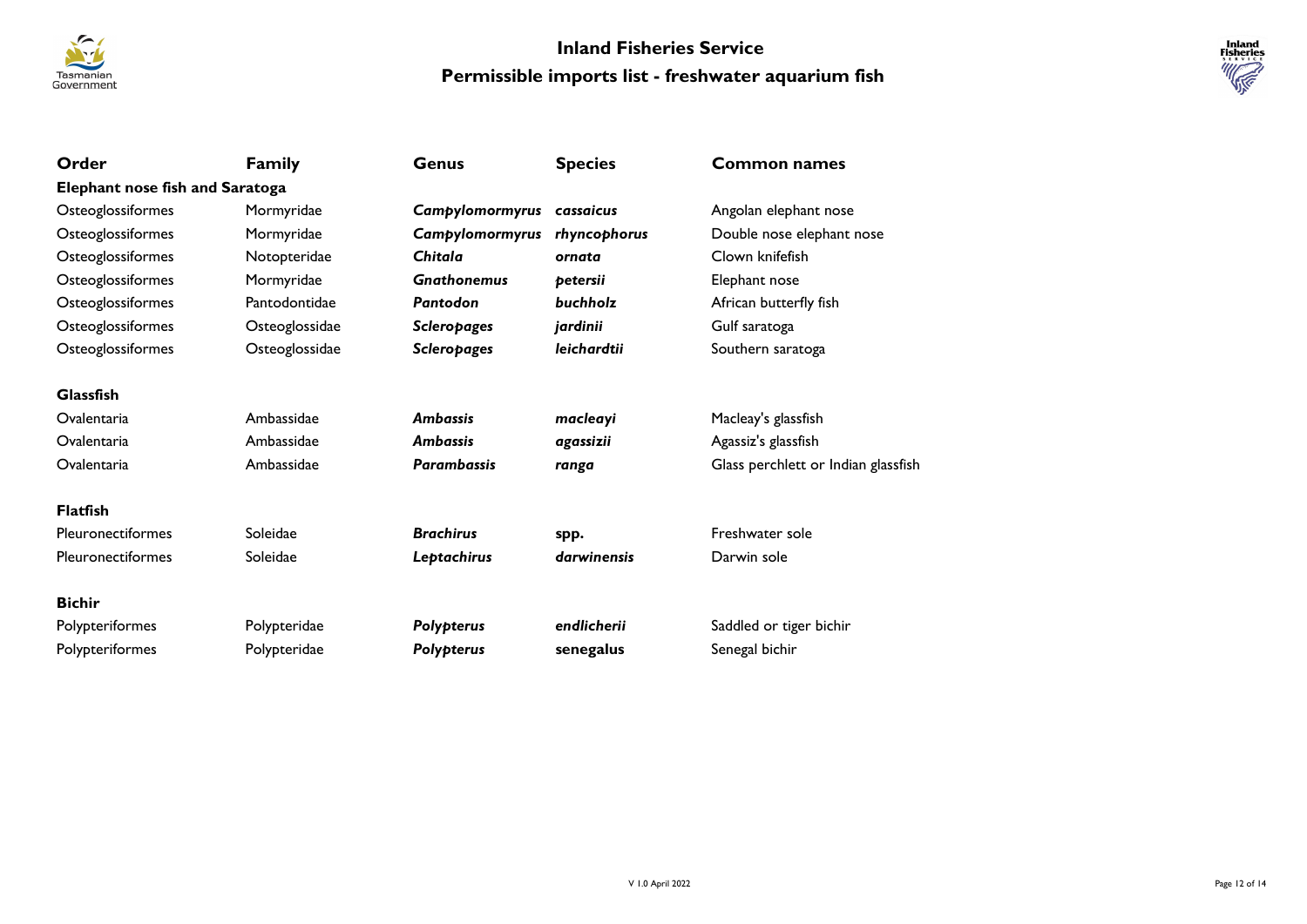# Inland Fisheries Service

## Permissible imports list - freshwater aquarium fish

| Order | Family | Genus | Species | Common names |
|---|---|---|---|---|
| **Elephant nose fish and Saratoga** | | | | |
| Osteoglossiformes | Mormyridae | ***Campylomormyrus*** | ***cassaicus*** | Angolan elephant nose |
| Osteoglossiformes | Mormyridae | ***Campylomormyrus*** | ***rhyncophorus*** | Double nose elephant nose |
| Osteoglossiformes | Notopteridae | ***Chitala*** | ***ornata*** | Clown knifefish |
| Osteoglossiformes | Mormyridae | ***Gnathonemus*** | ***petersii*** | Elephant nose |
| Osteoglossiformes | Pantodontidae | ***Pantodon*** | ***buchholz*** | African butterfly fish |
| Osteoglossiformes | Osteoglossidae | ***Scleropages*** | ***jardinii*** | Gulf saratoga |
| Osteoglossiformes | Osteoglossidae | ***Scleropages*** | ***leichardtii*** | Southern saratoga |
| **Glassfish** | | | | |
| Ovalentaria | Ambassidae | ***Ambassis*** | ***macleayi*** | Macleay's glassfish |
| Ovalentaria | Ambassidae | ***Ambassis*** | ***agassizii*** | Agassiz's glassfish |
| Ovalentaria | Ambassidae | ***Parambassis*** | ***ranga*** | Glass perchlett or Indian glassfish |
| **Flatfish** | | | | |
| Pleuronectiformes | Soleidae | ***Brachirus*** | **spp.** | Freshwater sole |
| Pleuronectiformes | Soleidae | ***Leptachirus*** | ***darwinensis*** | Darwin sole |
| **Bichir** | | | | |
| Polypteriformes | Polypteridae | ***Polypterus*** | ***endlicherii*** | Saddled or tiger bichir |
| Polypteriformes | Polypteridae | ***Polypterus*** | **senegalus** | Senegal bichir |

V 1.0 April 2022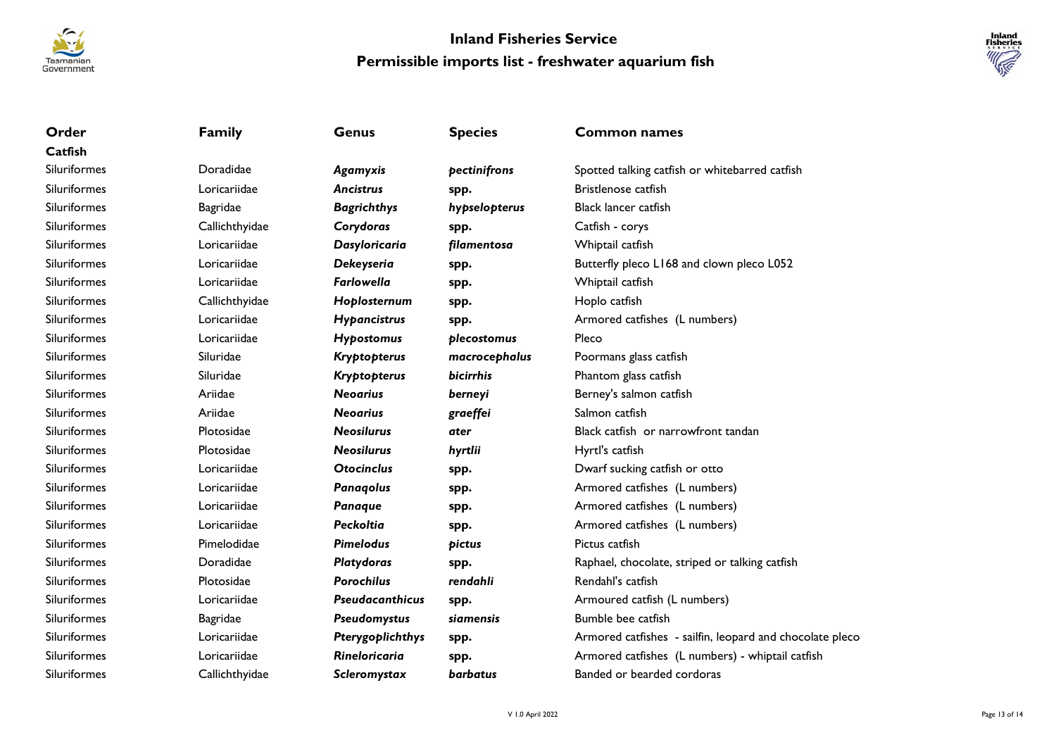# Inland Fisheries Service

## Permissible imports list - freshwater aquarium fish

| Order | Family | Genus | Species | Common names |
|---|---|---|---|---|
| **Catfish** | | | | |
| Siluriformes | Doradidae | ***Agamyxis*** | ***pectinifrons*** | Spotted talking catfish or whitebarred catfish |
| Siluriformes | Loricariidae | ***Ancistrus*** | **spp.** | Bristlenose catfish |
| Siluriformes | Bagridae | ***Bagrichthys*** | ***hypselopterus*** | Black lancer catfish |
| Siluriformes | Callichthyidae | ***Corydoras*** | **spp.** | Catfish - corys |
| Siluriformes | Loricariidae | ***Dasyloricaria*** | ***filamentosa*** | Whiptail catfish |
| Siluriformes | Loricariidae | ***Dekeyseria*** | **spp.** | Butterfly pleco L168 and clown pleco L052 |
| Siluriformes | Loricariidae | ***Farlowella*** | **spp.** | Whiptail catfish |
| Siluriformes | Callichthyidae | ***Hoplosternum*** | **spp.** | Hoplo catfish |
| Siluriformes | Loricariidae | ***Hypancistrus*** | **spp.** | Armored catfishes (L numbers) |
| Siluriformes | Loricariidae | ***Hypostomus*** | ***plecostomus*** | Pleco |
| Siluriformes | Siluridae | ***Kryptopterus*** | ***macrocephalus*** | Poormans glass catfish |
| Siluriformes | Siluridae | ***Kryptopterus*** | ***bicirrhis*** | Phantom glass catfish |
| Siluriformes | Ariidae | ***Neoarius*** | ***berneyi*** | Berney's salmon catfish |
| Siluriformes | Ariidae | ***Neoarius*** | ***graeffei*** | Salmon catfish |
| Siluriformes | Plotosidae | ***Neosilurus*** | ***ater*** | Black catfish or narrowfront tandan |
| Siluriformes | Plotosidae | ***Neosilurus*** | ***hyrtlii*** | Hyrtl's catfish |
| Siluriformes | Loricariidae | ***Otocinclus*** | **spp.** | Dwarf sucking catfish or otto |
| Siluriformes | Loricariidae | ***Panaqolus*** | **spp.** | Armored catfishes (L numbers) |
| Siluriformes | Loricariidae | ***Panaque*** | **spp.** | Armored catfishes (L numbers) |
| Siluriformes | Loricariidae | ***Peckoltia*** | **spp.** | Armored catfishes (L numbers) |
| Siluriformes | Pimelodidae | ***Pimelodus*** | ***pictus*** | Pictus catfish |
| Siluriformes | Doradidae | ***Platydoras*** | **spp.** | Raphael, chocolate, striped or talking catfish |
| Siluriformes | Plotosidae | ***Porochilus*** | ***rendahli*** | Rendahl's catfish |
| Siluriformes | Loricariidae | ***Pseudacanthicus*** | **spp.** | Armoured catfish (L numbers) |
| Siluriformes | Bagridae | ***Pseudomystus*** | ***siamensis*** | Bumble bee catfish |
| Siluriformes | Loricariidae | ***Pterygoplichthys*** | **spp.** | Armored catfishes - sailfin, leopard and chocolate pleco |
| Siluriformes | Loricariidae | ***Rineloricaria*** | **spp.** | Armored catfishes (L numbers) - whiptail catfish |
| Siluriformes | Callichthyidae | ***Scleromystax*** | ***barbatus*** | Banded or bearded cordoras |

V 1.0 April 2022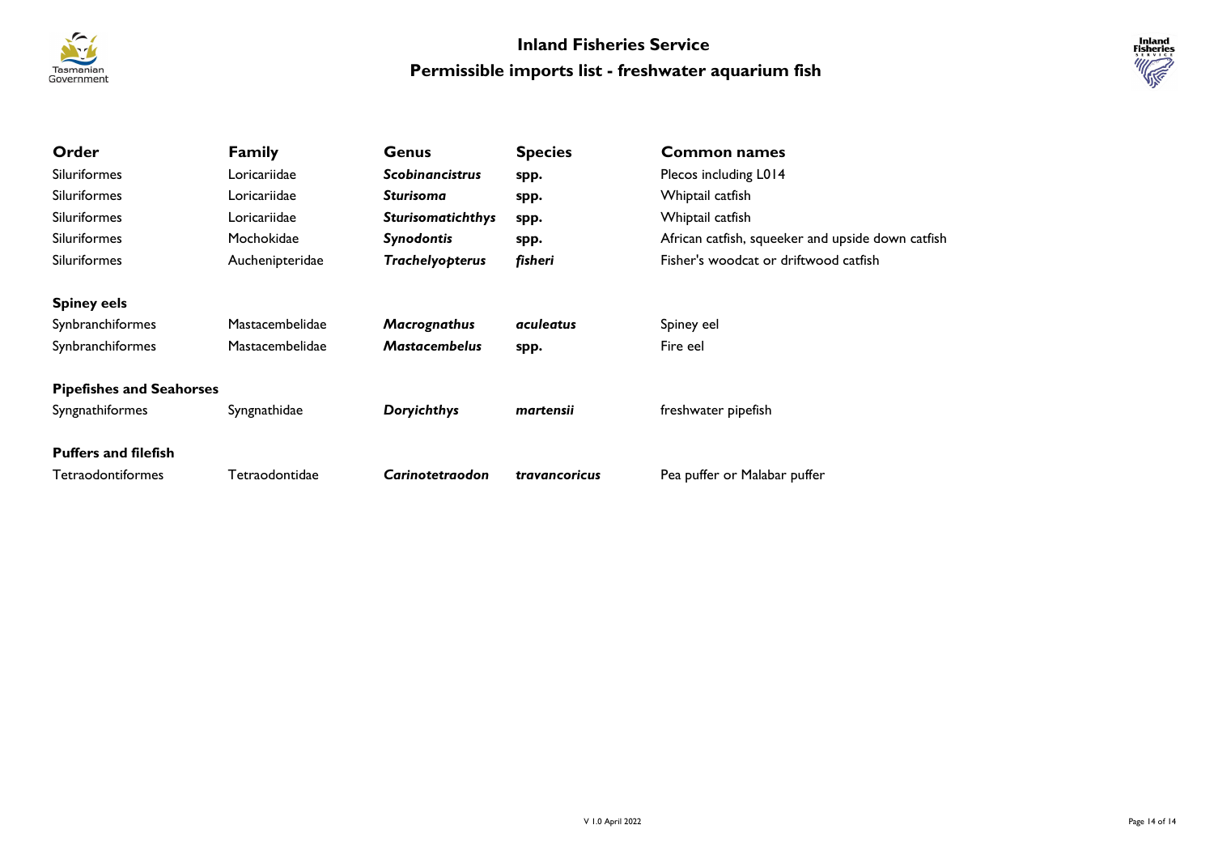| Order | Family | Genus | Species | Common names |
|---|---|---|---|---|
| Siluriformes | Loricariidae | ***Scobinancistrus*** | **spp.** | Plecos including L014 |
| Siluriformes | Loricariidae | ***Sturisoma*** | **spp.** | Whiptail catfish |
| Siluriformes | Loricariidae | ***Sturisomatichthys*** | **spp.** | Whiptail catfish |
| Siluriformes | Mochokidae | ***Synodontis*** | **spp.** | African catfish, squeeker and upside down catfish |
| Siluriformes | Auchenipteridae | ***Trachelyopterus*** | ***fisheri*** | Fisher's woodcat or driftwood catfish |
| **Spiney eels** | | | | |
| Synbranchiformes | Mastacembelidae | ***Macrognathus*** | ***aculeatus*** | Spiney eel |
| Synbranchiformes | Mastacembelidae | ***Mastacembelus*** | **spp.** | Fire eel |
| **Pipefishes and Seahorses** | | | | |
| Syngnathiformes | Syngnathidae | ***Doryichthys*** | ***martensii*** | freshwater pipefish |
| **Puffers and filefish** | | | | |
| Tetraodontiformes | Tetraodontidae | ***Carinotetraodon*** | ***travancoricus*** | Pea puffer or Malabar puffer |